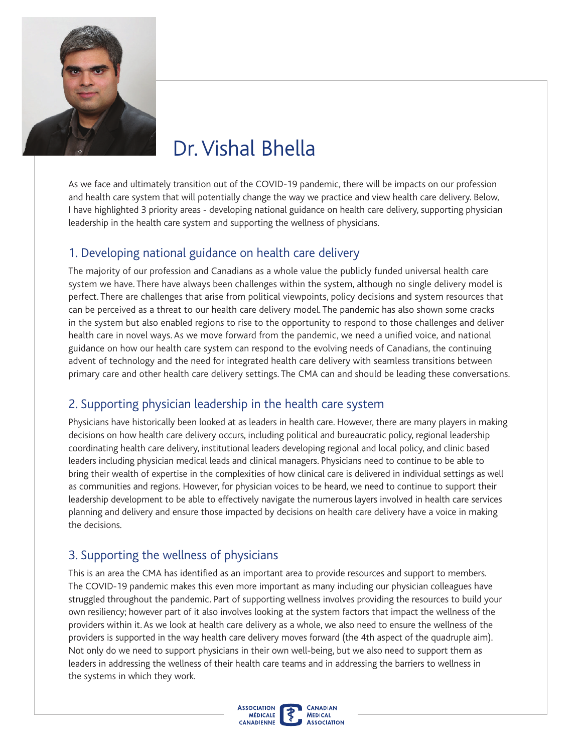# Dr. Vishal Bhella

As we face and ultimately transition out of the COVID-19 pandemic, there will be impacts on our profession and health care system that will potentially change the way we practice and view health care delivery. Below, I have highlighted 3 priority areas - developing national guidance on health care delivery, supporting physician leadership in the health care system and supporting the wellness of physicians.

## 1. Developing national guidance on health care delivery

The majority of our profession and Canadians as a whole value the publicly funded universal health care system we have. There have always been challenges within the system, although no single delivery model is perfect. There are challenges that arise from political viewpoints, policy decisions and system resources that can be perceived as a threat to our health care delivery model. The pandemic has also shown some cracks in the system but also enabled regions to rise to the opportunity to respond to those challenges and deliver health care in novel ways. As we move forward from the pandemic, we need a unified voice, and national guidance on how our health care system can respond to the evolving needs of Canadians, the continuing advent of technology and the need for integrated health care delivery with seamless transitions between primary care and other health care delivery settings. The CMA can and should be leading these conversations.

## 2. Supporting physician leadership in the health care system

Physicians have historically been looked at as leaders in health care. However, there are many players in making decisions on how health care delivery occurs, including political and bureaucratic policy, regional leadership coordinating health care delivery, institutional leaders developing regional and local policy, and clinic based leaders including physician medical leads and clinical managers. Physicians need to continue to be able to bring their wealth of expertise in the complexities of how clinical care is delivered in individual settings as well as communities and regions. However, for physician voices to be heard, we need to continue to support their leadership development to be able to effectively navigate the numerous layers involved in health care services planning and delivery and ensure those impacted by decisions on health care delivery have a voice in making the decisions.

## 3. Supporting the wellness of physicians

This is an area the CMA has identified as an important area to provide resources and support to members. The COVID-19 pandemic makes this even more important as many including our physician colleagues have struggled throughout the pandemic. Part of supporting wellness involves providing the resources to build your own resiliency; however part of it also involves looking at the system factors that impact the wellness of the providers within it. As we look at health care delivery as a whole, we also need to ensure the wellness of the providers is supported in the way health care delivery moves forward (the 4th aspect of the quadruple aim). Not only do we need to support physicians in their own well-being, but we also need to support them as leaders in addressing the wellness of their health care teams and in addressing the barriers to wellness in the systems in which they work.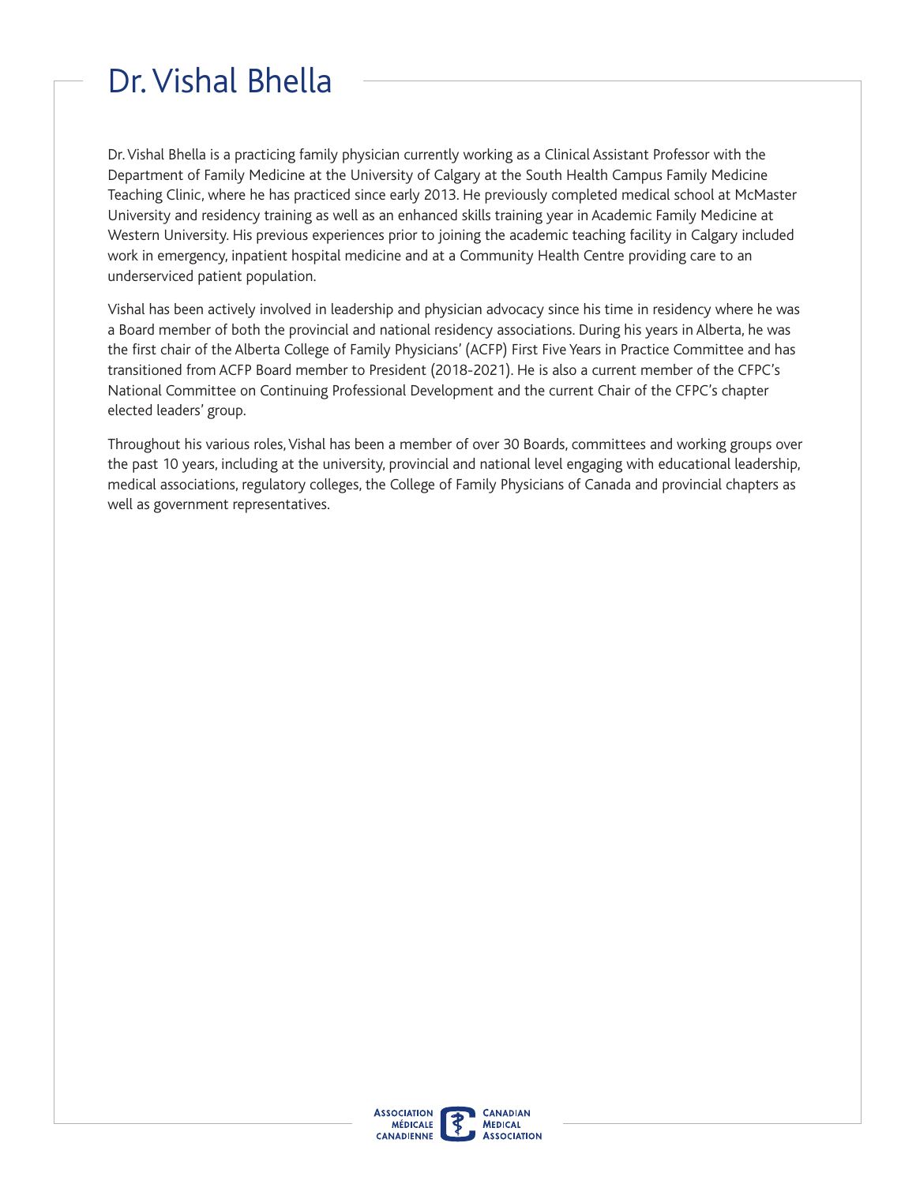# Dr. Vishal Bhella

Dr. Vishal Bhella is a practicing family physician currently working as a Clinical Assistant Professor with the Department of Family Medicine at the University of Calgary at the South Health Campus Family Medicine Teaching Clinic, where he has practiced since early 2013. He previously completed medical school at McMaster University and residency training as well as an enhanced skills training year in Academic Family Medicine at Western University. His previous experiences prior to joining the academic teaching facility in Calgary included work in emergency, inpatient hospital medicine and at a Community Health Centre providing care to an underserviced patient population.

Vishal has been actively involved in leadership and physician advocacy since his time in residency where he was a Board member of both the provincial and national residency associations. During his years in Alberta, he was the first chair of the Alberta College of Family Physicians' (ACFP) First Five Years in Practice Committee and has transitioned from ACFP Board member to President (2018-2021). He is also a current member of the CFPC's National Committee on Continuing Professional Development and the current Chair of the CFPC's chapter elected leaders' group.

Throughout his various roles, Vishal has been a member of over 30 Boards, committees and working groups over the past 10 years, including at the university, provincial and national level engaging with educational leadership, medical associations, regulatory colleges, the College of Family Physicians of Canada and provincial chapters as well as government representatives.